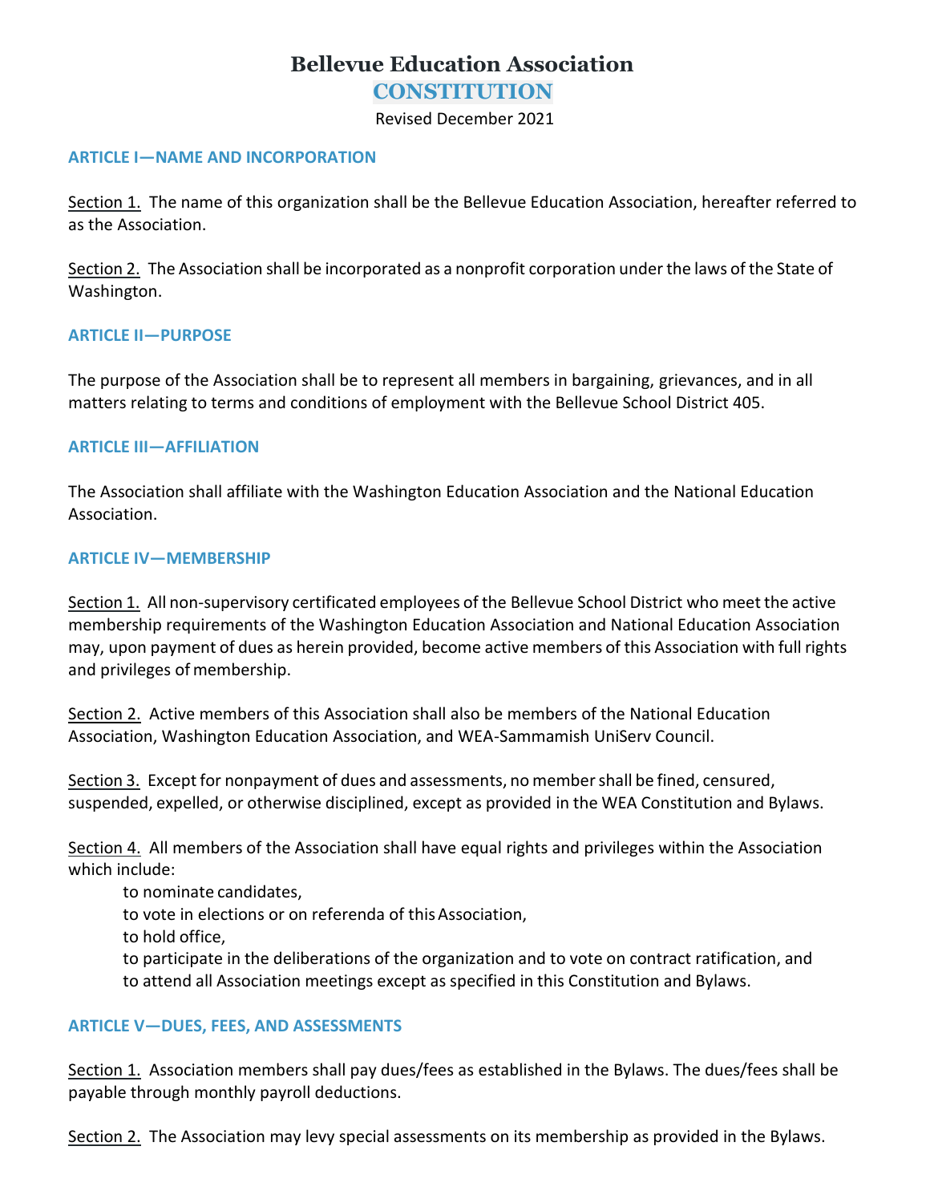# Bellevue Education Association

## CONSTITUTION

Revised December 2021

### ARTICLE I—NAME AND INCORPORATION

Section 1. The name of this organization shall be the Bellevue Education Association, hereafter referred to as the Association.

Section 2. The Association shall be incorporated as a nonprofit corporation under the laws of the State of Washington.

### ARTICLE II—PURPOSE

The purpose of the Association shall be to represent all members in bargaining, grievances, and in all matters relating to terms and conditions of employment with the Bellevue School District 405.

### ARTICLE III—AFFILIATION

The Association shall affiliate with the Washington Education Association and the National Education Association.

### ARTICLE IV—MEMBERSHIP

Section 1. All non-supervisory certificated employees of the Bellevue School District who meet the active membership requirements of the Washington Education Association and National Education Association may, upon payment of dues as herein provided, become active members of this Association with full rights and privileges of membership.

Section 2. Active members of this Association shall also be members of the National Education Association, Washington Education Association, and WEA-Sammamish UniServ Council.

Section 3. Except for nonpayment of dues and assessments, no member shall be fined, censured, suspended, expelled, or otherwise disciplined, except as provided in the WEA Constitution and Bylaws.

Section 4. All members of the Association shall have equal rights and privileges within the Association which include:

- to nominate candidates,
- to vote in elections or on referenda of this Association,
- to hold office,
- to participate in the deliberations of the organization and to vote on contract ratification, and
- to attend all Association meetings except as specified in this Constitution and Bylaws.

### ARTICLE V—DUES, FEES, AND ASSESSMENTS

Section 1. Association members shall pay dues/fees as established in the Bylaws. The dues/fees shall be payable through monthly payroll deductions.

Section 2. The Association may levy special assessments on its membership as provided in the Bylaws.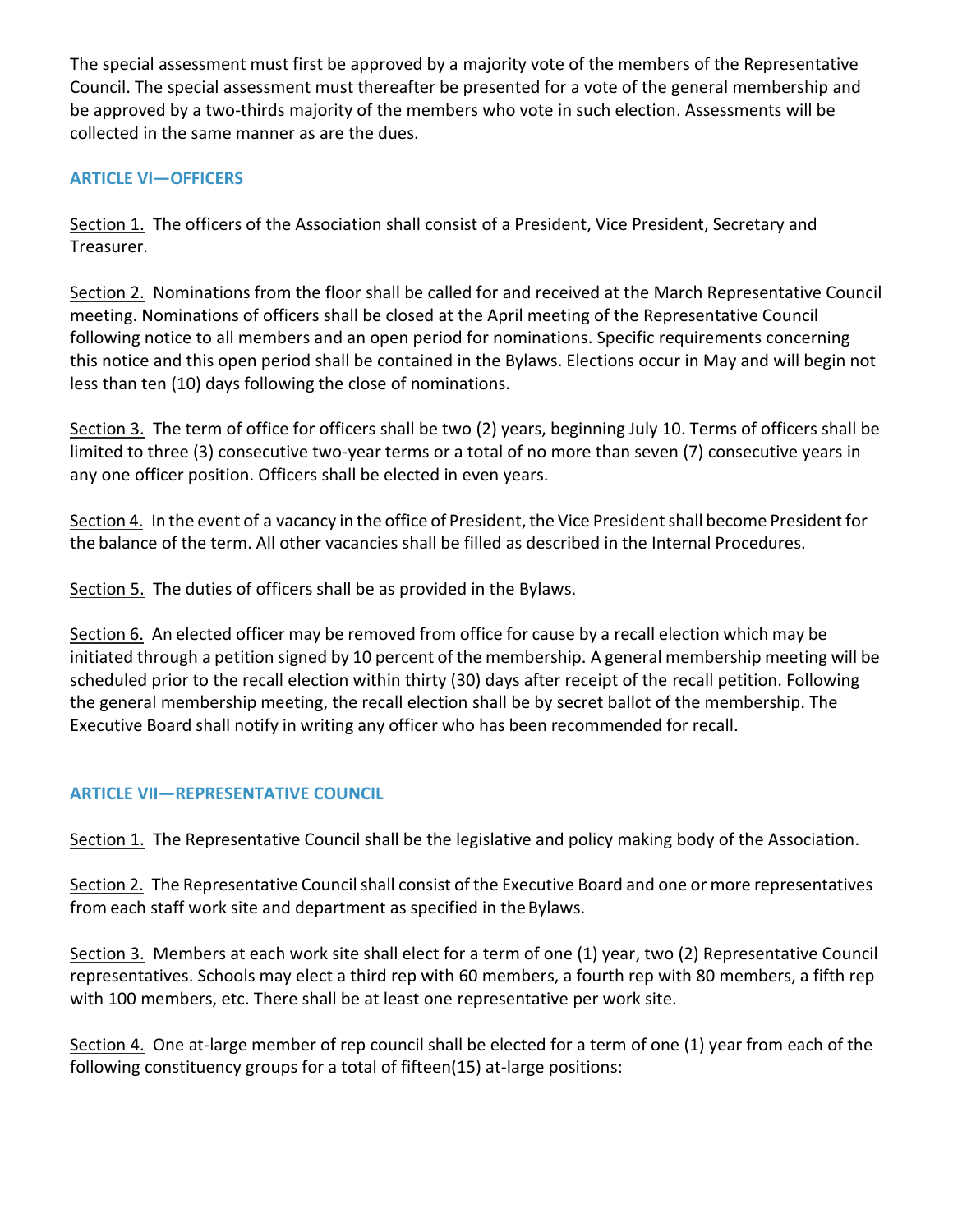The special assessment must first be approved by a majority vote of the members of the Representative Council. The special assessment must thereafter be presented for a vote of the general membership and be approved by a two-thirds majority of the members who vote in such election. Assessments will be collected in the same manner as are the dues.

### ARTICLE VI—OFFICERS

Section 1. The officers of the Association shall consist of a President, Vice President, Secretary and Treasurer.

Section 2. Nominations from the floor shall be called for and received at the March Representative Council meeting. Nominations of officers shall be closed at the April meeting of the Representative Council following notice to all members and an open period for nominations. Specific requirements concerning this notice and this open period shall be contained in the Bylaws. Elections occur in May and will begin not less than ten (10) days following the close of nominations.

Section 3. The term of office for officers shall be two (2) years, beginning July 10. Terms of officers shall be limited to three (3) consecutive two-year terms or a total of no more than seven (7) consecutive years in any one officer position. Officers shall be elected in even years.

Section 4. In the event of a vacancy in the office of President, the Vice President shall become President for the balance of the term. All other vacancies shall be filled as described in the Internal Procedures.

Section 5. The duties of officers shall be as provided in the Bylaws.

Section 6. An elected officer may be removed from office for cause by a recall election which may be initiated through a petition signed by 10 percent of the membership. A general membership meeting will be scheduled prior to the recall election within thirty (30) days after receipt of the recall petition. Following the general membership meeting, the recall election shall be by secret ballot of the membership. The Executive Board shall notify in writing any officer who has been recommended for recall.

### ARTICLE VII—REPRESENTATIVE COUNCIL

Section 1. The Representative Council shall be the legislative and policy making body of the Association.

Section 2. The Representative Council shall consist of the Executive Board and one or more representatives from each staff work site and department as specified in the Bylaws.

Section 3. Members at each work site shall elect for a term of one (1) year, two (2) Representative Council representatives. Schools may elect a third rep with 60 members, a fourth rep with 80 members, a fifth rep with 100 members, etc. There shall be at least one representative per work site.

Section 4. One at-large member of rep council shall be elected for a term of one (1) year from each of the following constituency groups for a total of fifteen(15) at-large positions: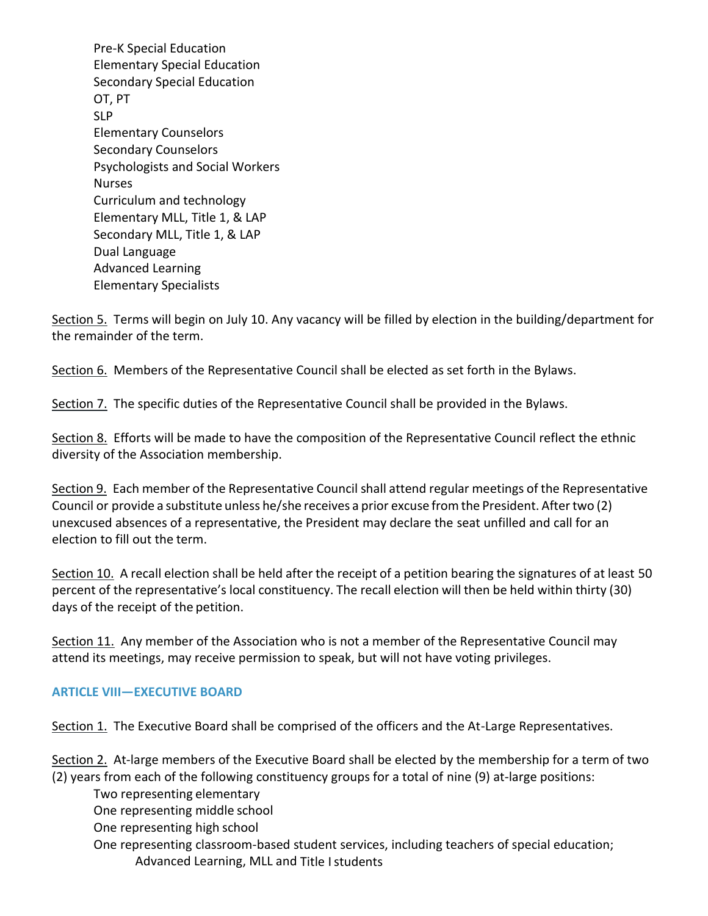Pre-K Special Education
Elementary Special Education
Secondary Special Education
OT, PT
SLP
Elementary Counselors
Secondary Counselors
Psychologists and Social Workers
Nurses
Curriculum and technology
Elementary MLL, Title 1, & LAP
Secondary MLL, Title 1, & LAP
Dual Language
Advanced Learning
Elementary Specialists

Section 5. Terms will begin on July 10. Any vacancy will be filled by election in the building/department for the remainder of the term.

Section 6. Members of the Representative Council shall be elected as set forth in the Bylaws.

Section 7. The specific duties of the Representative Council shall be provided in the Bylaws.

Section 8. Efforts will be made to have the composition of the Representative Council reflect the ethnic diversity of the Association membership.

Section 9. Each member of the Representative Council shall attend regular meetings of the Representative Council or provide a substitute unless he/she receives a prior excuse from the President. After two (2) unexcused absences of a representative, the President may declare the seat unfilled and call for an election to fill out the term.

Section 10. A recall election shall be held after the receipt of a petition bearing the signatures of at least 50 percent of the representative's local constituency. The recall election will then be held within thirty (30) days of the receipt of the petition.

Section 11. Any member of the Association who is not a member of the Representative Council may attend its meetings, may receive permission to speak, but will not have voting privileges.

## ARTICLE VIII—EXECUTIVE BOARD

Section 1. The Executive Board shall be comprised of the officers and the At-Large Representatives.

Section 2. At-large members of the Executive Board shall be elected by the membership for a term of two (2) years from each of the following constituency groups for a total of nine (9) at-large positions:

Two representing elementary
One representing middle school
One representing high school
One representing classroom-based student services, including teachers of special education; Advanced Learning, MLL and Title I students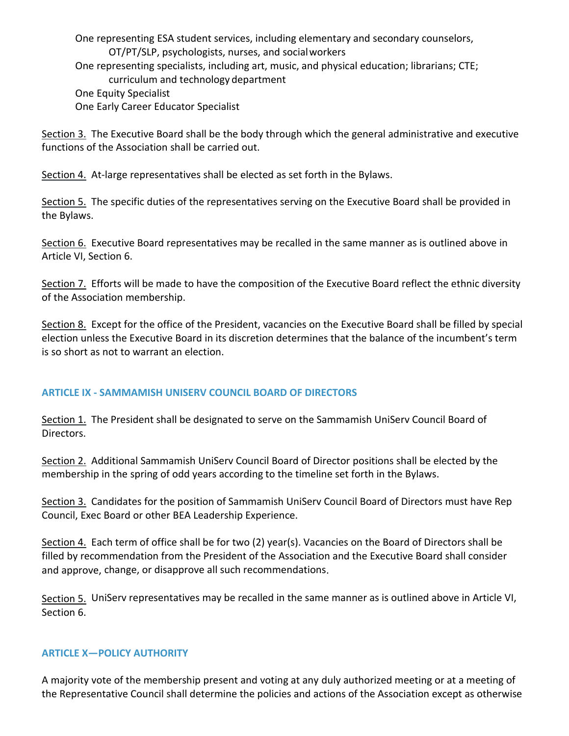One representing ESA student services, including elementary and secondary counselors, OT/PT/SLP, psychologists, nurses, and social workers
One representing specialists, including art, music, and physical education; librarians; CTE; curriculum and technology department
One Equity Specialist
One Early Career Educator Specialist

Section 3. The Executive Board shall be the body through which the general administrative and executive functions of the Association shall be carried out.

Section 4. At-large representatives shall be elected as set forth in the Bylaws.

Section 5. The specific duties of the representatives serving on the Executive Board shall be provided in the Bylaws.

Section 6. Executive Board representatives may be recalled in the same manner as is outlined above in Article VI, Section 6.

Section 7. Efforts will be made to have the composition of the Executive Board reflect the ethnic diversity of the Association membership.

Section 8. Except for the office of the President, vacancies on the Executive Board shall be filled by special election unless the Executive Board in its discretion determines that the balance of the incumbent's term is so short as not to warrant an election.

## ARTICLE IX - SAMMAMISH UNISERV COUNCIL BOARD OF DIRECTORS

Section 1. The President shall be designated to serve on the Sammamish UniServ Council Board of Directors.

Section 2. Additional Sammamish UniServ Council Board of Director positions shall be elected by the membership in the spring of odd years according to the timeline set forth in the Bylaws.

Section 3. Candidates for the position of Sammamish UniServ Council Board of Directors must have Rep Council, Exec Board or other BEA Leadership Experience.

Section 4. Each term of office shall be for two (2) year(s). Vacancies on the Board of Directors shall be filled by recommendation from the President of the Association and the Executive Board shall consider and approve, change, or disapprove all such recommendations.

Section 5. UniServ representatives may be recalled in the same manner as is outlined above in Article VI, Section 6.

## ARTICLE X—POLICY AUTHORITY

A majority vote of the membership present and voting at any duly authorized meeting or at a meeting of the Representative Council shall determine the policies and actions of the Association except as otherwise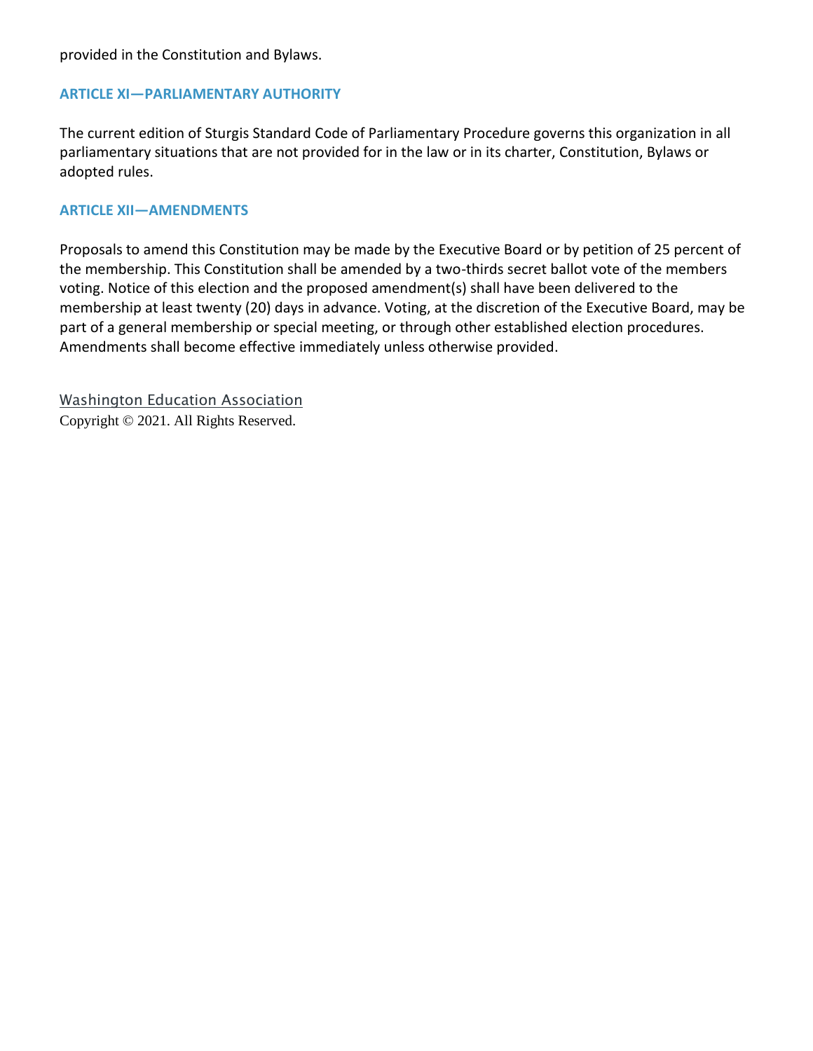provided in the Constitution and Bylaws.

### ARTICLE XI—PARLIAMENTARY AUTHORITY

The current edition of Sturgis Standard Code of Parliamentary Procedure governs this organization in all parliamentary situations that are not provided for in the law or in its charter, Constitution, Bylaws or adopted rules.

### ARTICLE XII—AMENDMENTS

Proposals to amend this Constitution may be made by the Executive Board or by petition of 25 percent of the membership. This Constitution shall be amended by a two-thirds secret ballot vote of the members voting. Notice of this election and the proposed amendment(s) shall have been delivered to the membership at least twenty (20) days in advance. Voting, at the discretion of the Executive Board, may be part of a general membership or special meeting, or through other established election procedures. Amendments shall become effective immediately unless otherwise provided.

Washington Education Association
Copyright © 2021. All Rights Reserved.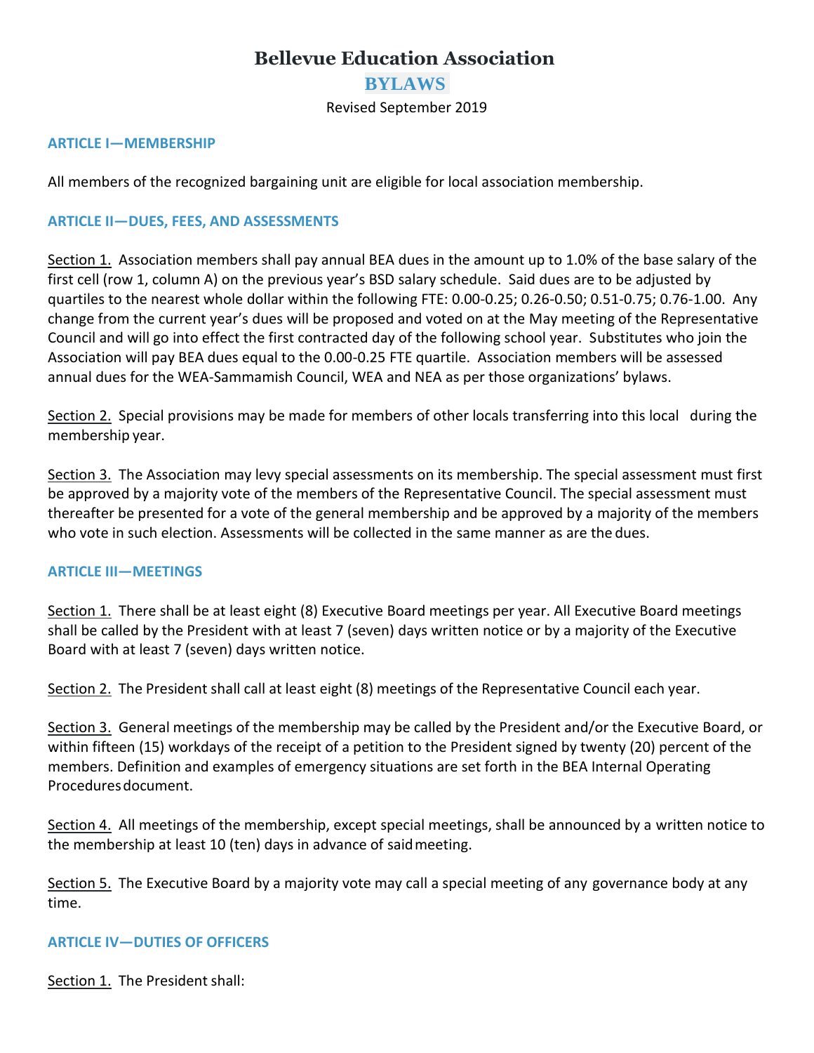# Bellevue Education Association

## BYLAWS

Revised September 2019

### ARTICLE I—MEMBERSHIP

All members of the recognized bargaining unit are eligible for local association membership.

### ARTICLE II—DUES, FEES, AND ASSESSMENTS

Section 1. Association members shall pay annual BEA dues in the amount up to 1.0% of the base salary of the first cell (row 1, column A) on the previous year's BSD salary schedule. Said dues are to be adjusted by quartiles to the nearest whole dollar within the following FTE: 0.00-0.25; 0.26-0.50; 0.51-0.75; 0.76-1.00. Any change from the current year's dues will be proposed and voted on at the May meeting of the Representative Council and will go into effect the first contracted day of the following school year. Substitutes who join the Association will pay BEA dues equal to the 0.00-0.25 FTE quartile. Association members will be assessed annual dues for the WEA-Sammamish Council, WEA and NEA as per those organizations' bylaws.

Section 2. Special provisions may be made for members of other locals transferring into this local during the membership year.

Section 3. The Association may levy special assessments on its membership. The special assessment must first be approved by a majority vote of the members of the Representative Council. The special assessment must thereafter be presented for a vote of the general membership and be approved by a majority of the members who vote in such election. Assessments will be collected in the same manner as are the dues.

### ARTICLE III—MEETINGS

Section 1. There shall be at least eight (8) Executive Board meetings per year. All Executive Board meetings shall be called by the President with at least 7 (seven) days written notice or by a majority of the Executive Board with at least 7 (seven) days written notice.

Section 2. The President shall call at least eight (8) meetings of the Representative Council each year.

Section 3. General meetings of the membership may be called by the President and/or the Executive Board, or within fifteen (15) workdays of the receipt of a petition to the President signed by twenty (20) percent of the members. Definition and examples of emergency situations are set forth in the BEA Internal Operating Procedures document.

Section 4. All meetings of the membership, except special meetings, shall be announced by a written notice to the membership at least 10 (ten) days in advance of said meeting.

Section 5. The Executive Board by a majority vote may call a special meeting of any governance body at any time.

### ARTICLE IV—DUTIES OF OFFICERS

Section 1. The President shall: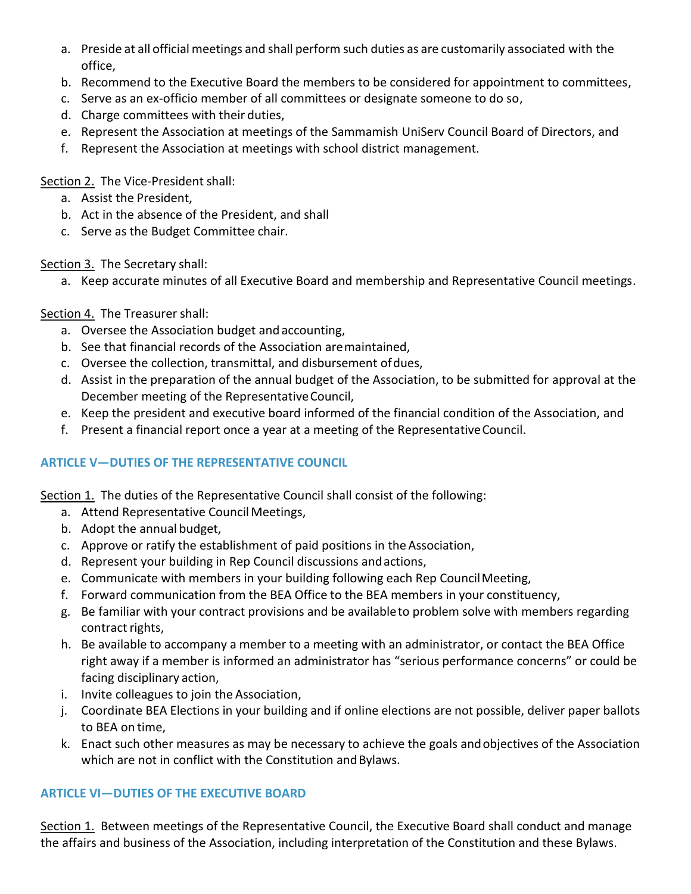a. Preside at all official meetings and shall perform such duties as are customarily associated with the office,
b. Recommend to the Executive Board the members to be considered for appointment to committees,
c. Serve as an ex-officio member of all committees or designate someone to do so,
d. Charge committees with their duties,
e. Represent the Association at meetings of the Sammamish UniServ Council Board of Directors, and
f. Represent the Association at meetings with school district management.

Section 2. The Vice-President shall:

a. Assist the President,
b. Act in the absence of the President, and shall
c. Serve as the Budget Committee chair.

Section 3. The Secretary shall:

a. Keep accurate minutes of all Executive Board and membership and Representative Council meetings.

Section 4. The Treasurer shall:

a. Oversee the Association budget and accounting,
b. See that financial records of the Association are maintained,
c. Oversee the collection, transmittal, and disbursement of dues,
d. Assist in the preparation of the annual budget of the Association, to be submitted for approval at the December meeting of the Representative Council,
e. Keep the president and executive board informed of the financial condition of the Association, and
f. Present a financial report once a year at a meeting of the Representative Council.

## ARTICLE V—DUTIES OF THE REPRESENTATIVE COUNCIL

Section 1. The duties of the Representative Council shall consist of the following:

a. Attend Representative Council Meetings,
b. Adopt the annual budget,
c. Approve or ratify the establishment of paid positions in the Association,
d. Represent your building in Rep Council discussions and actions,
e. Communicate with members in your building following each Rep Council Meeting,
f. Forward communication from the BEA Office to the BEA members in your constituency,
g. Be familiar with your contract provisions and be available to problem solve with members regarding contract rights,
h. Be available to accompany a member to a meeting with an administrator, or contact the BEA Office right away if a member is informed an administrator has "serious performance concerns" or could be facing disciplinary action,
i. Invite colleagues to join the Association,
j. Coordinate BEA Elections in your building and if online elections are not possible, deliver paper ballots to BEA on time,
k. Enact such other measures as may be necessary to achieve the goals and objectives of the Association which are not in conflict with the Constitution and Bylaws.

## ARTICLE VI—DUTIES OF THE EXECUTIVE BOARD

Section 1. Between meetings of the Representative Council, the Executive Board shall conduct and manage the affairs and business of the Association, including interpretation of the Constitution and these Bylaws.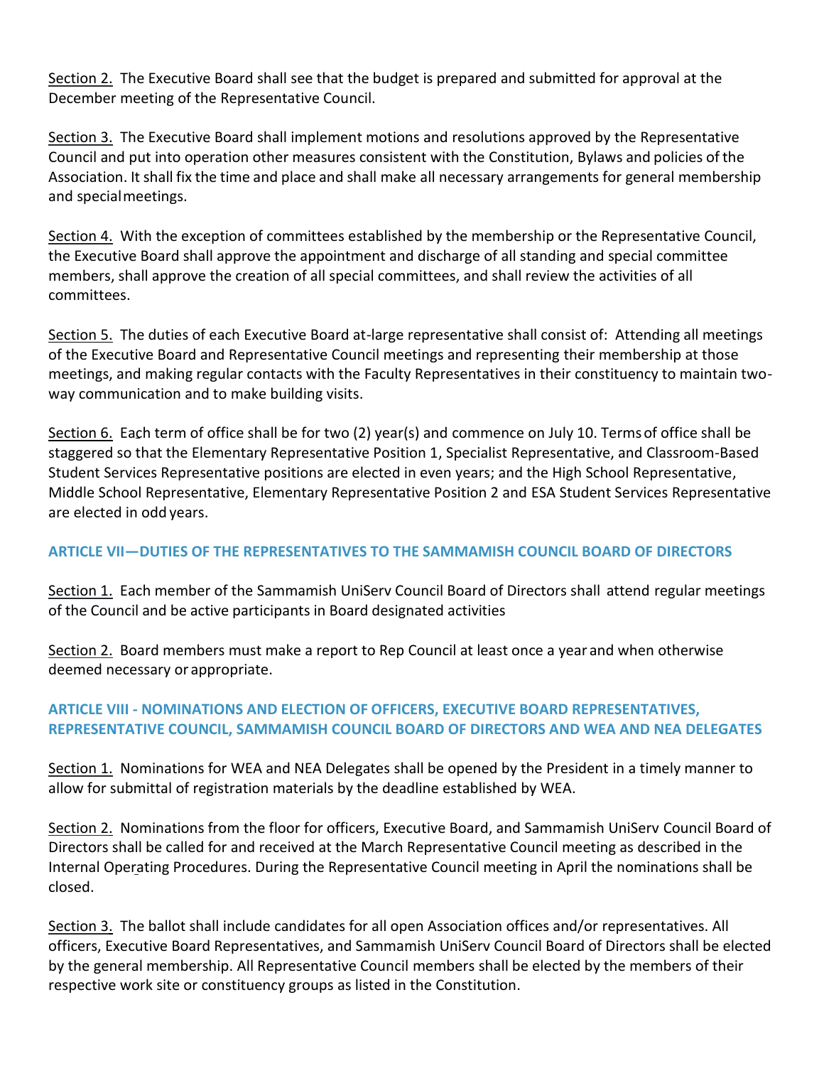Section 2. The Executive Board shall see that the budget is prepared and submitted for approval at the December meeting of the Representative Council.

Section 3. The Executive Board shall implement motions and resolutions approved by the Representative Council and put into operation other measures consistent with the Constitution, Bylaws and policies of the Association. It shall fix the time and place and shall make all necessary arrangements for general membership and special meetings.

Section 4. With the exception of committees established by the membership or the Representative Council, the Executive Board shall approve the appointment and discharge of all standing and special committee members, shall approve the creation of all special committees, and shall review the activities of all committees.

Section 5. The duties of each Executive Board at-large representative shall consist of: Attending all meetings of the Executive Board and Representative Council meetings and representing their membership at those meetings, and making regular contacts with the Faculty Representatives in their constituency to maintain two-way communication and to make building visits.

Section 6. Each term of office shall be for two (2) year(s) and commence on July 10. Terms of office shall be staggered so that the Elementary Representative Position 1, Specialist Representative, and Classroom-Based Student Services Representative positions are elected in even years; and the High School Representative, Middle School Representative, Elementary Representative Position 2 and ESA Student Services Representative are elected in odd years.

## ARTICLE VII—DUTIES OF THE REPRESENTATIVES TO THE SAMMAMISH COUNCIL BOARD OF DIRECTORS

Section 1. Each member of the Sammamish UniServ Council Board of Directors shall attend regular meetings of the Council and be active participants in Board designated activities

Section 2. Board members must make a report to Rep Council at least once a year and when otherwise deemed necessary or appropriate.

## ARTICLE VIII - NOMINATIONS AND ELECTION OF OFFICERS, EXECUTIVE BOARD REPRESENTATIVES, REPRESENTATIVE COUNCIL, SAMMAMISH COUNCIL BOARD OF DIRECTORS AND WEA AND NEA DELEGATES

Section 1. Nominations for WEA and NEA Delegates shall be opened by the President in a timely manner to allow for submittal of registration materials by the deadline established by WEA.

Section 2. Nominations from the floor for officers, Executive Board, and Sammamish UniServ Council Board of Directors shall be called for and received at the March Representative Council meeting as described in the Internal Operating Procedures. During the Representative Council meeting in April the nominations shall be closed.

Section 3. The ballot shall include candidates for all open Association offices and/or representatives. All officers, Executive Board Representatives, and Sammamish UniServ Council Board of Directors shall be elected by the general membership. All Representative Council members shall be elected by the members of their respective work site or constituency groups as listed in the Constitution.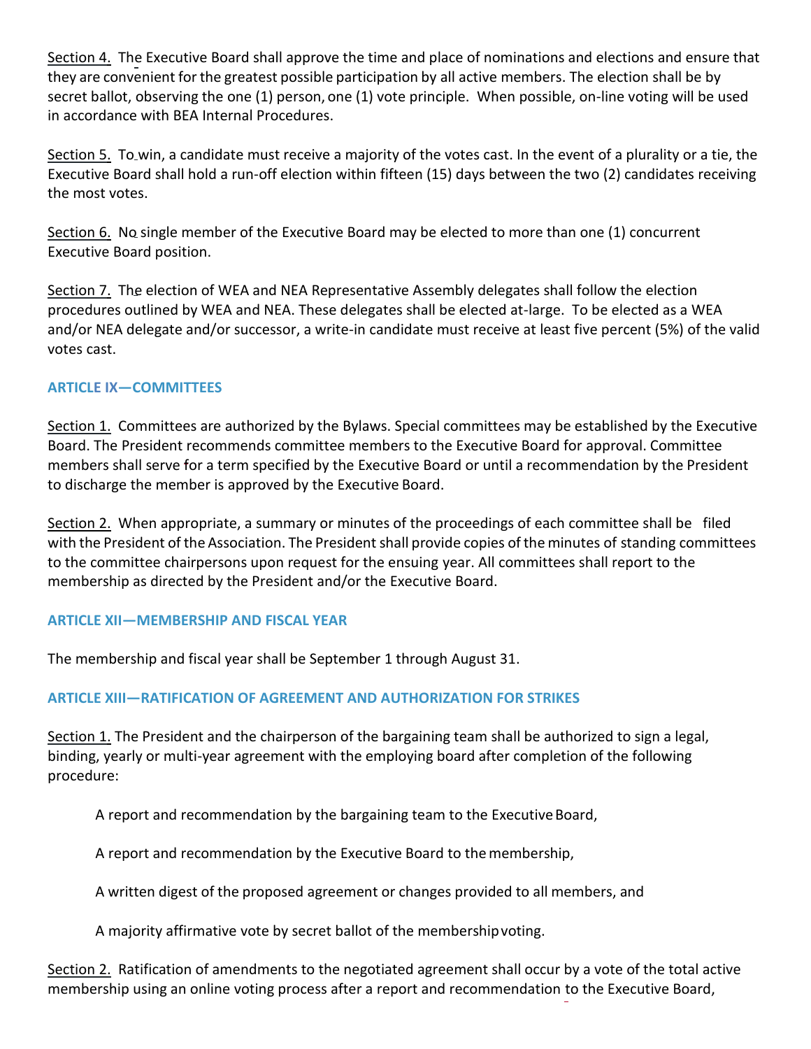Section 4. The Executive Board shall approve the time and place of nominations and elections and ensure that they are convenient for the greatest possible participation by all active members. The election shall be by secret ballot, observing the one (1) person, one (1) vote principle. When possible, on-line voting will be used in accordance with BEA Internal Procedures.

Section 5. To win, a candidate must receive a majority of the votes cast. In the event of a plurality or a tie, the Executive Board shall hold a run-off election within fifteen (15) days between the two (2) candidates receiving the most votes.

Section 6. No single member of the Executive Board may be elected to more than one (1) concurrent Executive Board position.

Section 7. The election of WEA and NEA Representative Assembly delegates shall follow the election procedures outlined by WEA and NEA. These delegates shall be elected at-large. To be elected as a WEA and/or NEA delegate and/or successor, a write-in candidate must receive at least five percent (5%) of the valid votes cast.

### ARTICLE IX—COMMITTEES

Section 1. Committees are authorized by the Bylaws. Special committees may be established by the Executive Board. The President recommends committee members to the Executive Board for approval. Committee members shall serve for a term specified by the Executive Board or until a recommendation by the President to discharge the member is approved by the Executive Board.

Section 2. When appropriate, a summary or minutes of the proceedings of each committee shall be filed with the President of the Association. The President shall provide copies of the minutes of standing committees to the committee chairpersons upon request for the ensuing year. All committees shall report to the membership as directed by the President and/or the Executive Board.

### ARTICLE XII—MEMBERSHIP AND FISCAL YEAR

The membership and fiscal year shall be September 1 through August 31.

### ARTICLE XIII—RATIFICATION OF AGREEMENT AND AUTHORIZATION FOR STRIKES

Section 1. The President and the chairperson of the bargaining team shall be authorized to sign a legal, binding, yearly or multi-year agreement with the employing board after completion of the following procedure:

A report and recommendation by the bargaining team to the Executive Board,

A report and recommendation by the Executive Board to the membership,

A written digest of the proposed agreement or changes provided to all members, and

A majority affirmative vote by secret ballot of the membership voting.

Section 2. Ratification of amendments to the negotiated agreement shall occur by a vote of the total active membership using an online voting process after a report and recommendation to the Executive Board,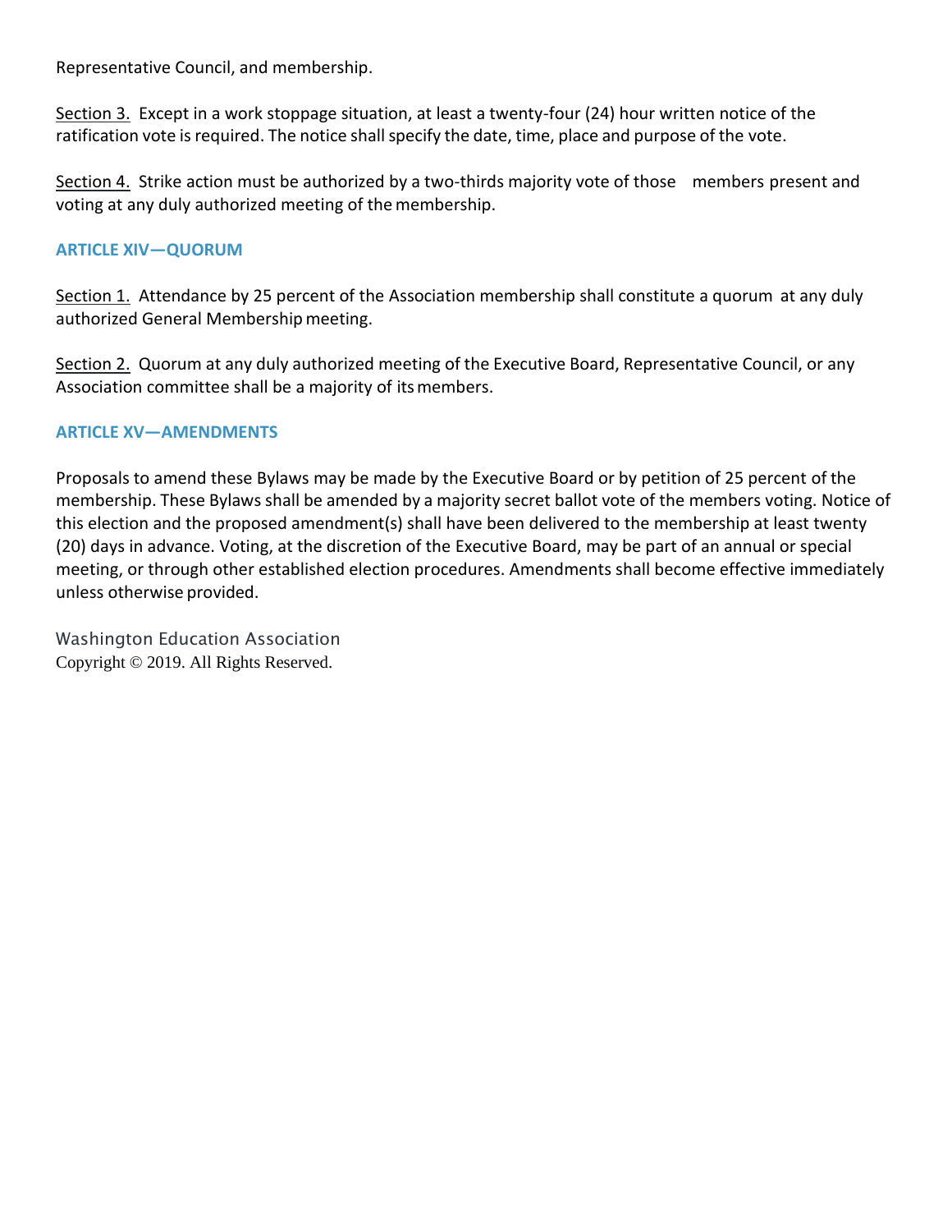Representative Council, and membership.

Section 3. Except in a work stoppage situation, at least a twenty-four (24) hour written notice of the ratification vote is required. The notice shall specify the date, time, place and purpose of the vote.

Section 4. Strike action must be authorized by a two-thirds majority vote of those members present and voting at any duly authorized meeting of the membership.

## ARTICLE XIV—QUORUM

Section 1. Attendance by 25 percent of the Association membership shall constitute a quorum at any duly authorized General Membership meeting.

Section 2. Quorum at any duly authorized meeting of the Executive Board, Representative Council, or any Association committee shall be a majority of its members.

## ARTICLE XV—AMENDMENTS

Proposals to amend these Bylaws may be made by the Executive Board or by petition of 25 percent of the membership. These Bylaws shall be amended by a majority secret ballot vote of the members voting. Notice of this election and the proposed amendment(s) shall have been delivered to the membership at least twenty (20) days in advance. Voting, at the discretion of the Executive Board, may be part of an annual or special meeting, or through other established election procedures. Amendments shall become effective immediately unless otherwise provided.

Washington Education Association
Copyright © 2019. All Rights Reserved.